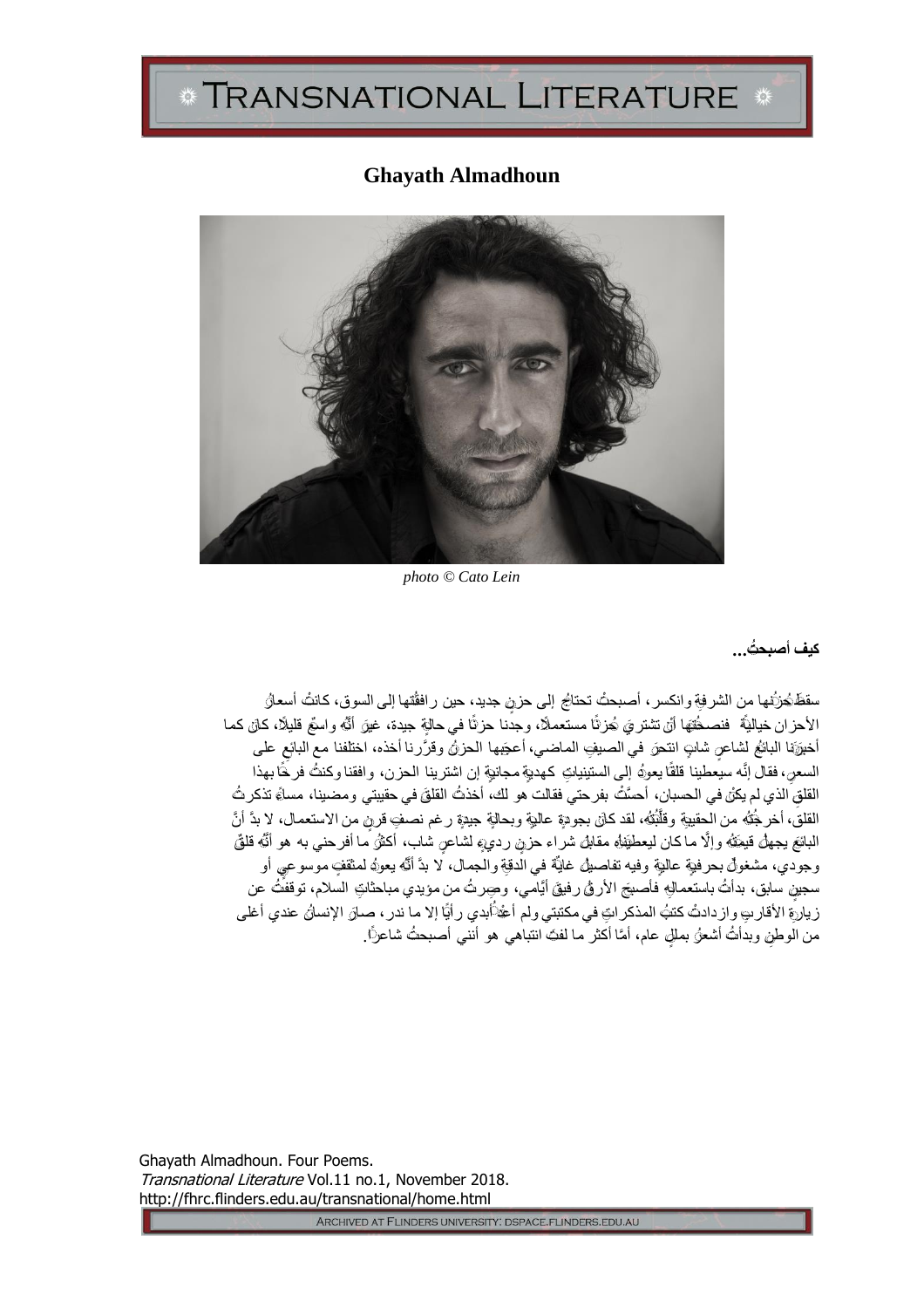## Ghayath Almadhoun

*photo © Cato Lein*

**كيف أصبحتُ...**

سقطَتْ حزنُها من الشرفةِ وانكسر، أصبحتْ تحتاجُ إلى حزنٍ جديد، حين رافقْتُها إلى السوق، كانتْ أسعارُ الأحزان خياليةً فنصحْتُها أنْ تشتريَ حزنًا مستعملًا، وجدنا حزنًا في حالةٍ جيدة، غيرَ أنَّه واسعٌ قليلًا، كانَ كما أخبرَنا البائعُ لشاعرٍ شابٍ انتحرَ في الصيفِ الماضي، أعجبَها الحزنُ وقرَّرنا أخذه، اختلفنا مع البائعِ على السعرِ، فقال إنَّه سيعطينا قلقًا يعودُ إلى الستينياتِ كهديةٍ مجانيةٍ إن اشترينا الحزن، وافقنا وكنتُ فرحًا بهذا القلقِ الذي لم يكنْ في الحسبان، أحسَّتْ بفرحتي فقالت هو لك، أخذتُ القلقَ في حقيبتي ومضينا، مساءً تذكرتُ القلقَ، أخرجْتُه من الحقيبةِ وقلَّبْتُه، لقد كانَ بجودةٍ عاليةٍ وبحالةٍ جيدةٍ رغم نصفِ قرنٍ من الاستعمال، لا بدَّ أنَّ البائعَ يجهلُ قيمتَه وإلَّا ما كان ليعطيَنا إيَّاه مقابلَ شراء حزنٍ رديءٍ لشاعرٍ شاب، أكثرُ ما أفرحني به هو أنَّه قلقٌ وجودي، مشغولٌ بحرفيةٍ عاليةٍ وفيه تفاصيلُ غايةٌ في الدقةِ والجمال، لا بدَّ أنَّه يعودُ لمثقفٍ موسوعيٍ أو سجينٍ سابق، بدأتُ باستعمالِه فأصبحَ الأرقُ رفيقَ أيَّامي، وصِرتُ من مؤيدي مباحثاتِ السلام، توقفتُ عن زيارةِ الأقاربِ وازدادتْ كتبُ المذكراتِ في مكتبتي ولم أعُدْ أُبدي رأيًا إلا ما ندر، صارَ الإنسانُ عندي أغلى من الوطنِ وبدأتُ أشعرُ بمللٍ عام، أمَّا أكثر ما لفتَ انتباهي هو أنني أصبحتُ شاعرًا.

Ghayath Almadhoun. Four Poems.
*Transnational Literature* Vol.11 no.1, November 2018.
http://fhrc.flinders.edu.au/transnational/home.html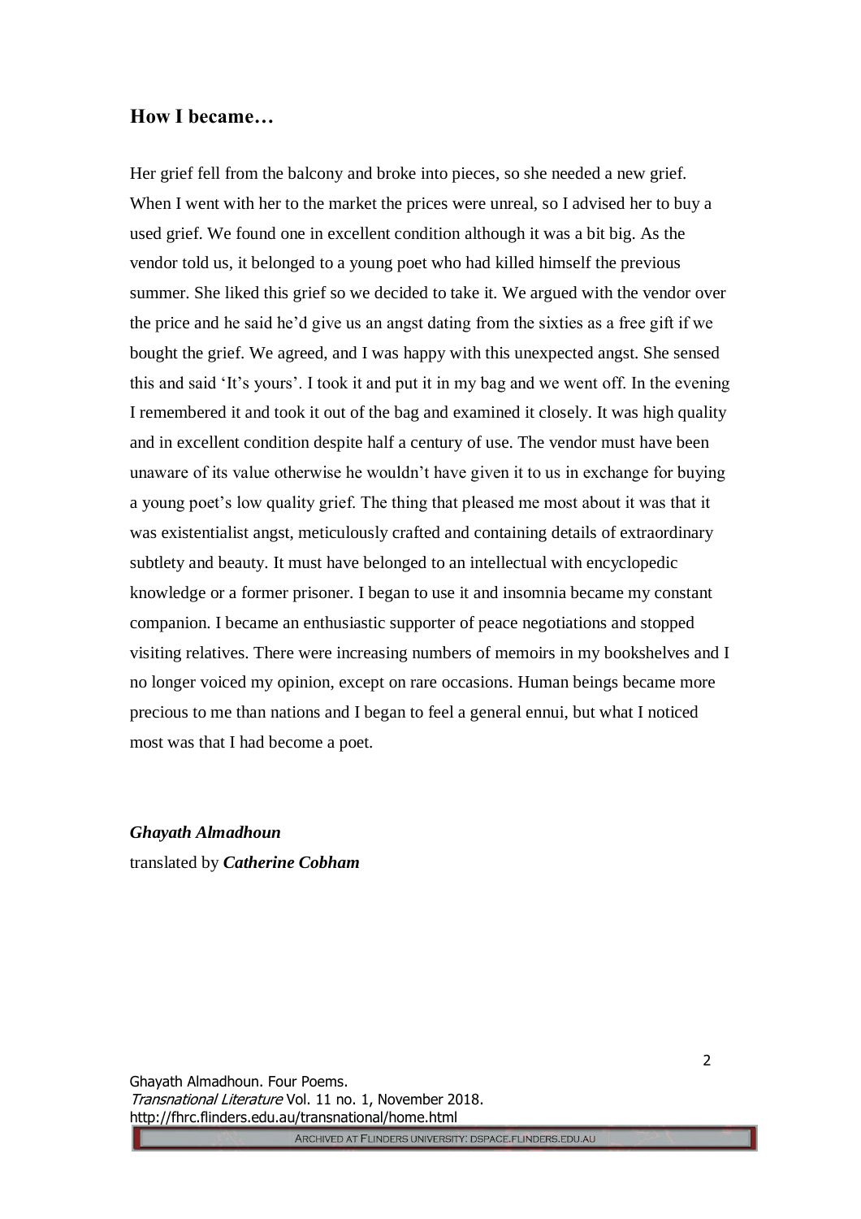## How I became…

Her grief fell from the balcony and broke into pieces, so she needed a new grief. When I went with her to the market the prices were unreal, so I advised her to buy a used grief. We found one in excellent condition although it was a bit big. As the vendor told us, it belonged to a young poet who had killed himself the previous summer. She liked this grief so we decided to take it. We argued with the vendor over the price and he said he'd give us an angst dating from the sixties as a free gift if we bought the grief. We agreed, and I was happy with this unexpected angst. She sensed this and said 'It's yours'. I took it and put it in my bag and we went off. In the evening I remembered it and took it out of the bag and examined it closely. It was high quality and in excellent condition despite half a century of use. The vendor must have been unaware of its value otherwise he wouldn't have given it to us in exchange for buying a young poet's low quality grief. The thing that pleased me most about it was that it was existentialist angst, meticulously crafted and containing details of extraordinary subtlety and beauty. It must have belonged to an intellectual with encyclopedic knowledge or a former prisoner. I began to use it and insomnia became my constant companion. I became an enthusiastic supporter of peace negotiations and stopped visiting relatives. There were increasing numbers of memoirs in my bookshelves and I no longer voiced my opinion, except on rare occasions. Human beings became more precious to me than nations and I began to feel a general ennui, but what I noticed most was that I had become a poet.

***Ghayath Almadhoun***

translated by ***Catherine Cobham***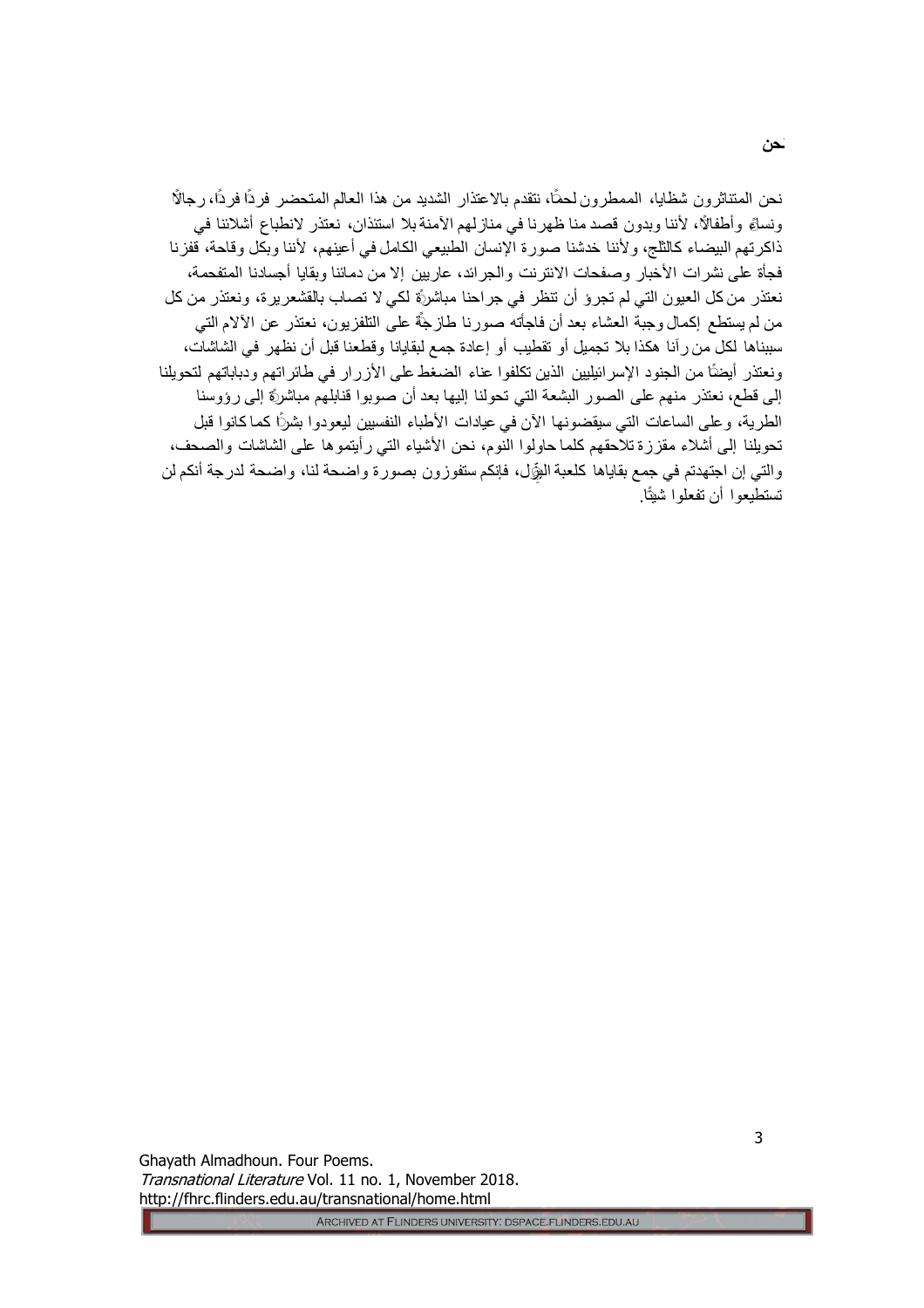## نحن

نحن المتناثرون شظايا، الممطرون لحمًا، نتقدم بالاعتذار الشديد من هذا العالم المتحضر فردًا فردًا، رجالاً ونساءً وأطفالاً، لأننا وبدون قصد منا ظهرنا في منازلهم الآمنة بلا استئذان، نعتذر لانطباع أشلائنا في ذاكرتهم البيضاء كالثلج، ولأننا خدشنا صورة الإنسان الطبيعي الكامل في أعينهم، لأننا وبكل وقاحة، قفزنا فجأة على نشرات الأخبار وصفحات الانترنت والجرائد، عاريين إلا من دمائنا وبقايا أجسادنا المتفحمة، نعتذر من كل العيون التي لم تجرؤ أن تنظر في جراحنا مباشرةً لكي لا تصاب بالقشعريرة، ونعتذر من كل من لم يستطع إكمال وجبة العشاء بعد أن فاجأته صورنا طازجةً على التلفزيون، نعتذر عن الآلام التي سببناها لكل من رآنا هكذا بلا تجميل أو تقطيب أو إعادة جمع لبقايانا وقطعنا قبل أن نظهر في الشاشات، ونعتذر أيضًا من الجنود الإسرائيليين الذين تكلفوا عناء الضغط على الأزرار في طائراتهم ودباباتهم لتحويلنا إلى قطع، نعتذر منهم على الصور البشعة التي تحولنا إليها بعد أن صوبوا قنابلهم مباشرةً إلى رؤوسنا الطرية، وعلى الساعات التي سيقضونها الآن في عيادات الأطباء النفسيين ليعودوا بشرًا كما كانوا قبل تحويلنا إلى أشلاء مقززة تلاحقهم كلما حاولوا النوم، نحن الأشياء التي رأيتموها على الشاشات والصحف، والتي إن اجتهدتم في جمع بقاياها كلعبة البزل، فإنكم ستفوزون بصورة واضحة لنا، واضحة لدرجة أنكم لن تستطيعوا أن تفعلوا شيئًا.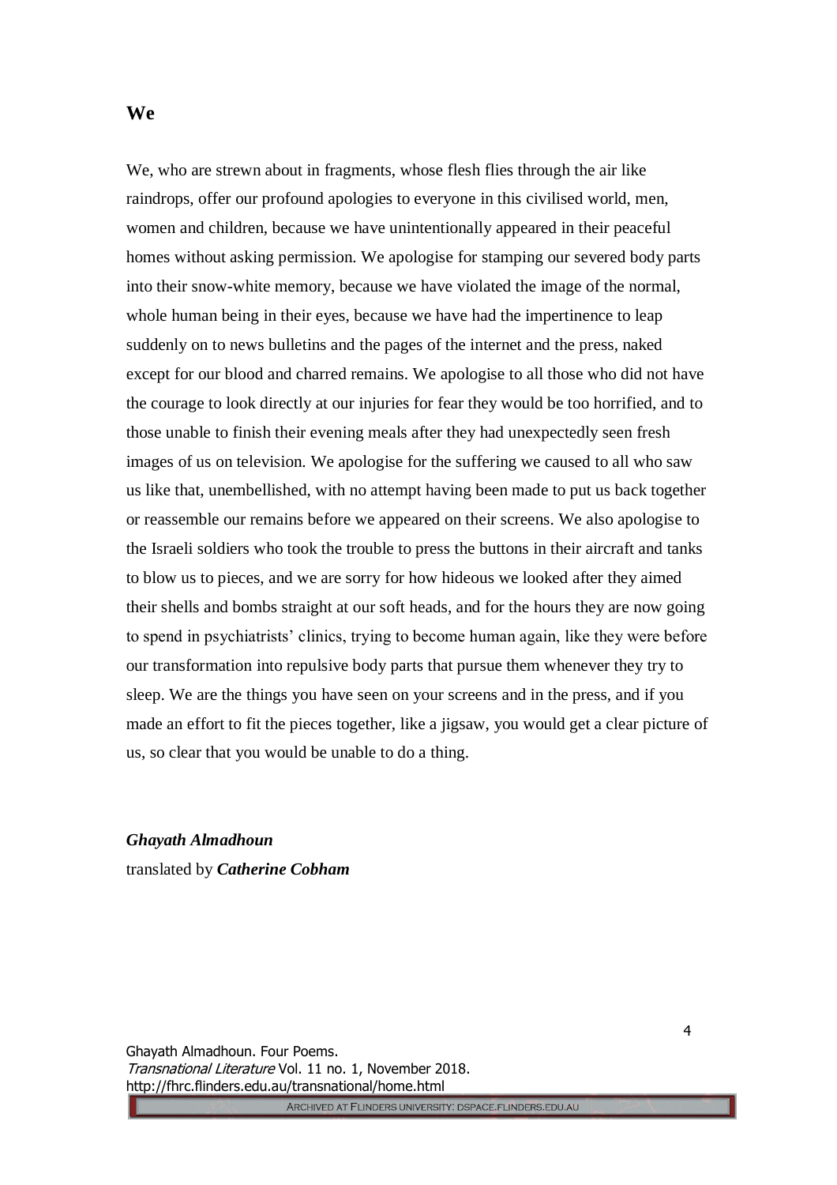## We

We, who are strewn about in fragments, whose flesh flies through the air like raindrops, offer our profound apologies to everyone in this civilised world, men, women and children, because we have unintentionally appeared in their peaceful homes without asking permission. We apologise for stamping our severed body parts into their snow-white memory, because we have violated the image of the normal, whole human being in their eyes, because we have had the impertinence to leap suddenly on to news bulletins and the pages of the internet and the press, naked except for our blood and charred remains. We apologise to all those who did not have the courage to look directly at our injuries for fear they would be too horrified, and to those unable to finish their evening meals after they had unexpectedly seen fresh images of us on television. We apologise for the suffering we caused to all who saw us like that, unembellished, with no attempt having been made to put us back together or reassemble our remains before we appeared on their screens. We also apologise to the Israeli soldiers who took the trouble to press the buttons in their aircraft and tanks to blow us to pieces, and we are sorry for how hideous we looked after they aimed their shells and bombs straight at our soft heads, and for the hours they are now going to spend in psychiatrists' clinics, trying to become human again, like they were before our transformation into repulsive body parts that pursue them whenever they try to sleep. We are the things you have seen on your screens and in the press, and if you made an effort to fit the pieces together, like a jigsaw, you would get a clear picture of us, so clear that you would be unable to do a thing.

***Ghayath Almadhoun***

translated by ***Catherine Cobham***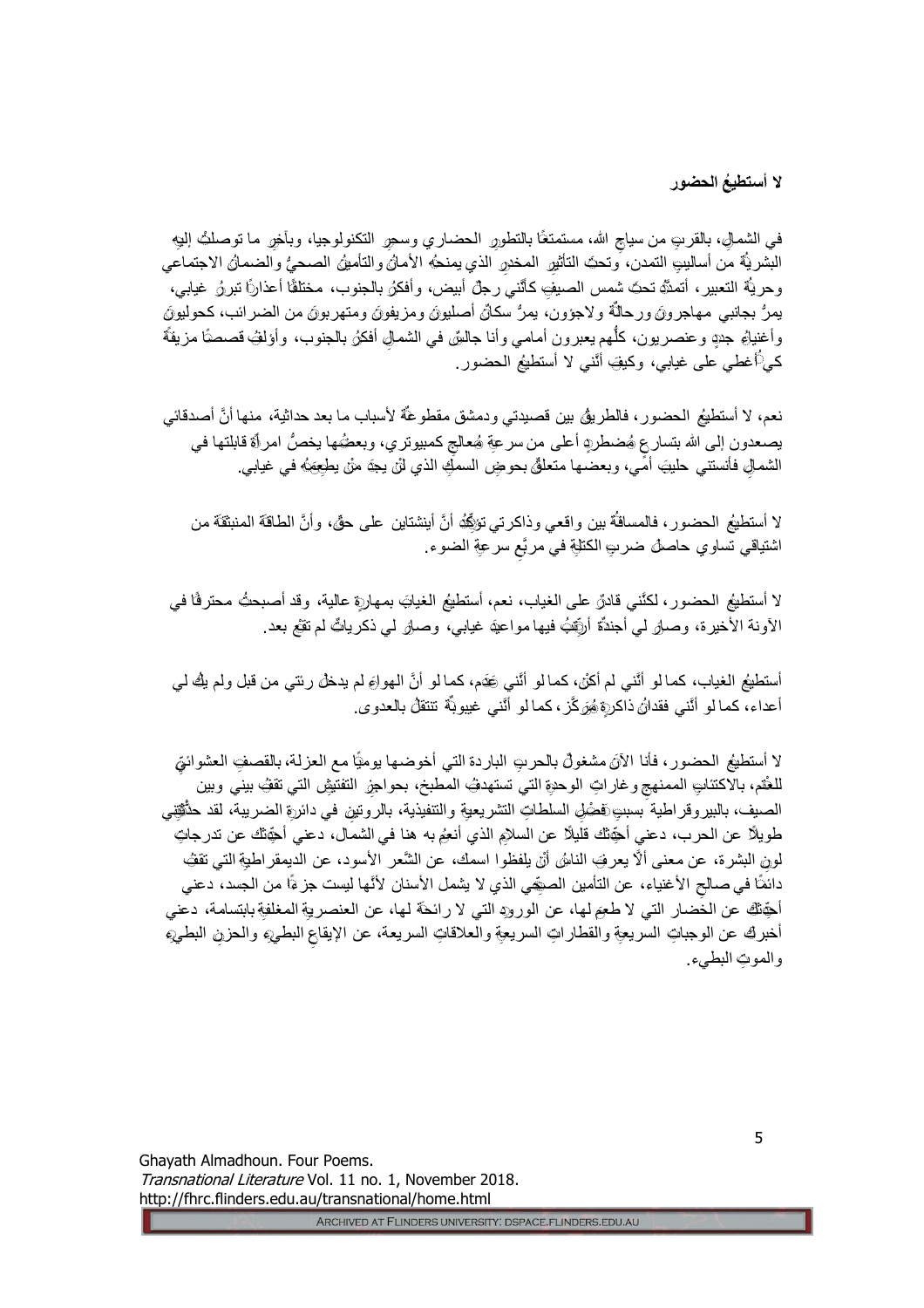**لا أستطيعُ الحضور**

في الشمالِ، بالقربِ من سياجِ الله، مستمتعًا بالتطورِ الحضاري وسحرِ التكنولوجيا، وبآخرِ ما توصلتْ إليهِ البشريَّةُ من أساليبِ التمدن، وتحتَ التأثيرِ المخدرِ الذي يمنحُه الأمانُ والتأمينُ الصحيُّ والضمانُ الاجتماعي وحريَّةُ التعبير، أتمدَّدُ تحتَ شمس الصيفِ كأنَّني رجلٌ أبيض، وأفكرُ بالجنوب، مختلقًا أعذارًا تبررُ غيابي، يمرُّ بجانبي مهاجرونَ ورحالَّةٌ ولاجؤون، يمرُّ سكانٌ أصليونَ ومزيفونَ ومتهربونَ من الضرائب، كحوليونَ وأغنياءُ جددٌ وعنصريون، كلُّهم يعبرون أمامي وأنا جالسٌ في الشمالِ أفكرُ بالجنوب، وأؤلفُ قصصًا مزيفةً كي أُغطي على غيابي، وكيفَ أنَّني لا أستطيعُ الحضور.

نعم، لا أستطيعُ الحضور، فالطريقُ بين قصيدتي ودمشق مقطوعةٌ لأسباب ما بعد حداثية، منها أنَّ أصدقائي يصعدون إلى الله بتسارعٍ مُضطردٍ أعلى من سرعةِ مُعالجٍ كمبيوتري، وبعضُها يخصُّ امرأةً قابلتها في الشمالِ فأنستني حليبَ أمِّي، وبعضها متعلقٌ بحوضِ السمكِ الذي لنْ يجدَ مَنْ يطعِمُه في غيابي.

لا أستطيعُ الحضور، فالمسافةُ بين واقعي وذاكرتي تؤكِّدُ أنَّ أينشتاين على حقٍّ، وأنَّ الطاقةَ المنبثقةَ من اشتياقي تساوي حاصلَ ضربِ الكتلةِ في مربّعِ سرعةِ الضوء.

لا أستطيعُ الحضور، لكنَّني قادرٌ على الغياب، نعم، أستطيعُ الغيابَ بمهارةٍ عالية، وقد أصبحتُ محترفًا في الآونة الأخيرة، وصارتْ لي أجندةٌ أرتِّبُ فيها مواعيدَ غيابي، وصارتْ لي ذكرياتٌ لم تقعْ بعد.

أستطيعُ الغياب، كما لو أنَّني لم أكنْ، كما لو أنَّني عدَم، كما لو أنَّ الهواءَ لم يدخلْ رئتي من قبل ولم يكُ لي أعداء، كما لو أنَّني فقدانُ ذاكرةٍ مُركّز، كما لو أنَّني غيبوبةٌ تنتقلُ بالعدوى.

لا أستطيعُ الحضور، فأنا الآنَ مشغولٌ بالحربِ الباردةِ التي أخوضها يوميًا مع العزلة، بالقصفِ العشوائيِّ للعتْم، بالاكتئابِ الممنهجِ وغاراتِ الوحدةِ التي تستهدفُ المطبخ، بحواجزِ التفتيشِ التي تقفُ بيني وبين الصيف، بالبيروقراطية بسببِ فصْلِ السلطاتِ التشريعيةِ والتنفيذية، بالروتينِ في دائرةِ الضريبة، لقد حدَّثتني طويلًا عن الحرب، دعني أحدِّثكَ قليلًا عن السلامِ الذي أنعمُ به هنا في الشمال، دعني أحدِّثكَ عن تدرجاتِ لونِ البشرة، عن معنى ألَّا يعرفَ الناسُ أنْ يلفظوا اسمك، عن الشَّعرِ الأسود، عن الديمقراطيةِ التي تقفُ دائمًا في صالحِ الأغنياء، عن التأمين الصحّي الذي لا يشمل الأسنان لأنَّها ليست جزءًا من الجسد، دعني أحدِّثكَ عن الخضارِ التي لا طعمَ لها، عن الورودِ التي لا رائحةَ لها، عن العنصريةِ المغلفةِ بابتسامة، دعني أخبركَ عن الوجباتِ السريعةِ والقطاراتِ السريعةِ والعلاقاتِ السريعة، عن الإيقاعِ البطيءِ والحزنِ البطيءِ والموتِ البطيء.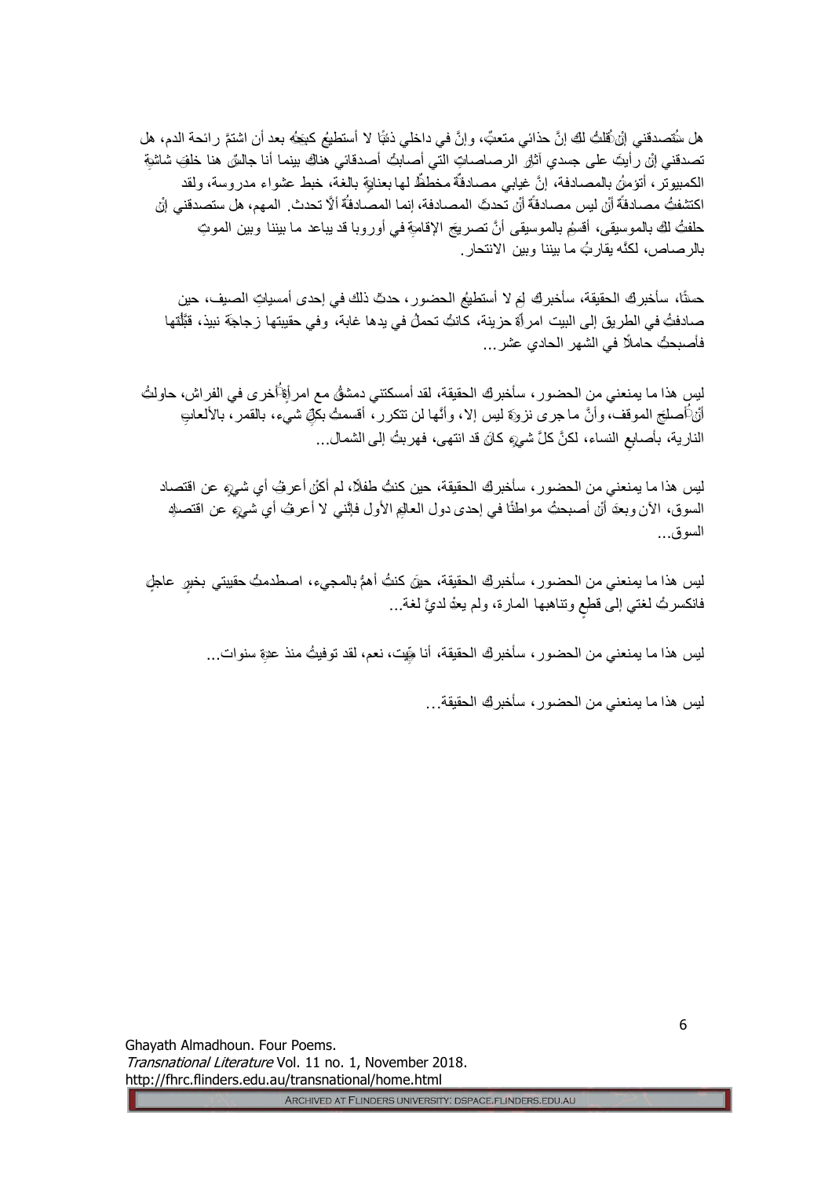هل ستُصدقني إنْ قلتُ لكِ إنَّ حذائي متعبٌ، وإنَّ في داخلي ذئبًا لا أستطيعُ كبحَهُ بعد أن اشتمَّ رائحة الدم، هل تصدقني إنْ رأيتَ على جسدي آثارَ الرصاصاتِ التي أصابتْ أصدقائي هناكَ بينما أنا جالسٌ هنا خلفَ شاشةِ الكمبيوتر، أتؤمنُ بالمصادفة، إنَّ غيابي مصادفةٌ مخططٌ لها بعنايةٍ بالغة، خبط عشواء مدروسة، ولقد اكتشفتُ مصادفةً أنْ ليس مصادفةً أنْ تحدثَ المصادفة، إنما المصادفةُ ألّا تحدث. المهم، هل ستصدقني إنْ حلفتُ لكِ بالموسيقى، أقسمُ بالموسيقى أنَّ تصريحَ الإقامةِ في أوروبا قد يباعد ما بيننا وبين الموتِ بالرصاص، لكنّه يقاربُ ما بيننا وبين الانتحار.

حسنًا، سأخبركِ الحقيقة، سأخبركِ لمَ لا أستطيعُ الحضور، حدثَ ذلك في إحدى أمسياتِ الصيف، حين صادفتُ في الطريق إلى البيت امرأةً حزينة، كانتْ تحملُ في يدها غابة، وفي حقيبتها زجاجةَ نبيذ، قبَّلْتها فأصبحتُ حاملًا في الشهر الحادي عشر...

ليس هذا ما يمنعني من الحضور، سأخبركِ الحقيقة، لقد أمسكتني دمشقُ مع امرأةٍ أُخرى في الفراش، حاولتُ أنْ أُصلحَ الموقف، وأنَّ ما جرى نزوةٌ ليس إلا، وأنَّها لن تتكرر، أقسمتُ بكلِّ شيء، بالقمر، بالألعابِ النارية، بأصابعِ النساء، لكنَّ كلَّ شيءٍ كانَ قد انتهى، فهربتُ إلى الشمال...

ليس هذا ما يمنعني من الحضور، سأخبركِ الحقيقة، حين كنتُ طفلًا، لم أكنْ أعرفُ أي شيءٍ عن اقتصاد السوق، الآن وبعدَ أنْ أصبحتُ مواطنًا في إحدى دول العالمِ الأول فإنَّني لا أعرفُ أي شيءٍ عن اقتصادِ السوق...

ليس هذا ما يمنعني من الحضور، سأخبركِ الحقيقة، حينَ كنتُ أهمُّ بالمجيء، اصطدمتْ حقيبتي بخبرٍ عاجلٍ فانكسرتْ لغتي إلى قطعٍ وتناهبها المارة، ولم يعدْ لديَّ لغة...

ليس هذا ما يمنعني من الحضور، سأخبركِ الحقيقة، أنا ميّت، نعم، لقد توفيتُ منذ عدةِ سنوات...

ليس هذا ما يمنعني من الحضور، سأخبركِ الحقيقة...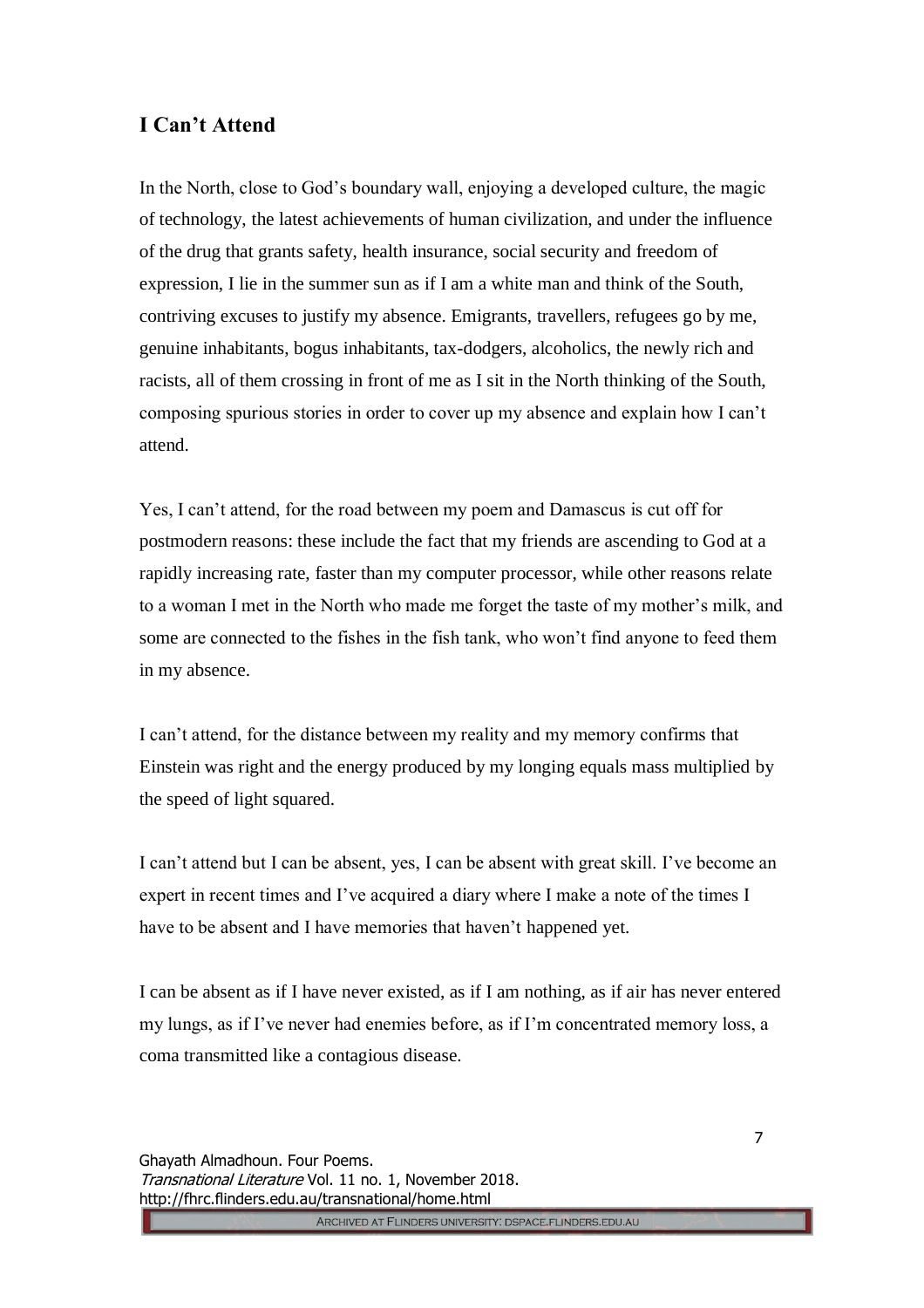## I Can't Attend

In the North, close to God's boundary wall, enjoying a developed culture, the magic of technology, the latest achievements of human civilization, and under the influence of the drug that grants safety, health insurance, social security and freedom of expression, I lie in the summer sun as if I am a white man and think of the South, contriving excuses to justify my absence. Emigrants, travellers, refugees go by me, genuine inhabitants, bogus inhabitants, tax-dodgers, alcoholics, the newly rich and racists, all of them crossing in front of me as I sit in the North thinking of the South, composing spurious stories in order to cover up my absence and explain how I can't attend.

Yes, I can't attend, for the road between my poem and Damascus is cut off for postmodern reasons: these include the fact that my friends are ascending to God at a rapidly increasing rate, faster than my computer processor, while other reasons relate to a woman I met in the North who made me forget the taste of my mother's milk, and some are connected to the fishes in the fish tank, who won't find anyone to feed them in my absence.

I can't attend, for the distance between my reality and my memory confirms that Einstein was right and the energy produced by my longing equals mass multiplied by the speed of light squared.

I can't attend but I can be absent, yes, I can be absent with great skill. I've become an expert in recent times and I've acquired a diary where I make a note of the times I have to be absent and I have memories that haven't happened yet.

I can be absent as if I have never existed, as if I am nothing, as if air has never entered my lungs, as if I've never had enemies before, as if I'm concentrated memory loss, a coma transmitted like a contagious disease.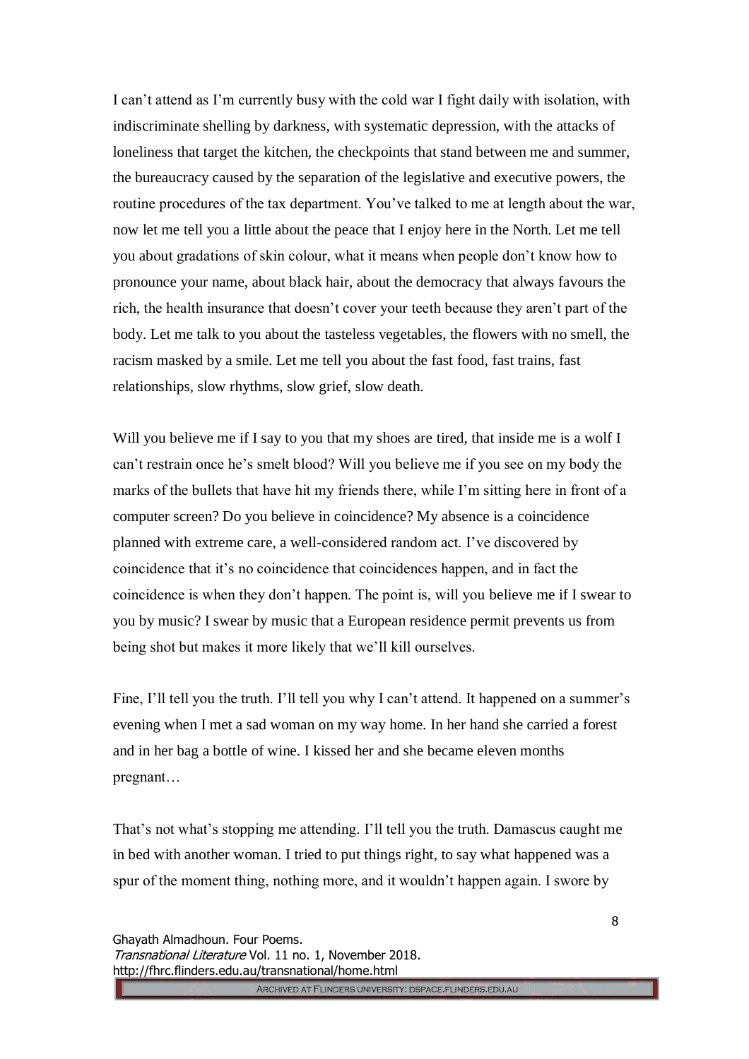I can't attend as I'm currently busy with the cold war I fight daily with isolation, with indiscriminate shelling by darkness, with systematic depression, with the attacks of loneliness that target the kitchen, the checkpoints that stand between me and summer, the bureaucracy caused by the separation of the legislative and executive powers, the routine procedures of the tax department. You've talked to me at length about the war, now let me tell you a little about the peace that I enjoy here in the North. Let me tell you about gradations of skin colour, what it means when people don't know how to pronounce your name, about black hair, about the democracy that always favours the rich, the health insurance that doesn't cover your teeth because they aren't part of the body. Let me talk to you about the tasteless vegetables, the flowers with no smell, the racism masked by a smile. Let me tell you about the fast food, fast trains, fast relationships, slow rhythms, slow grief, slow death.

Will you believe me if I say to you that my shoes are tired, that inside me is a wolf I can't restrain once he's smelt blood? Will you believe me if you see on my body the marks of the bullets that have hit my friends there, while I'm sitting here in front of a computer screen? Do you believe in coincidence? My absence is a coincidence planned with extreme care, a well-considered random act. I've discovered by coincidence that it's no coincidence that coincidences happen, and in fact the coincidence is when they don't happen. The point is, will you believe me if I swear to you by music? I swear by music that a European residence permit prevents us from being shot but makes it more likely that we'll kill ourselves.

Fine, I'll tell you the truth. I'll tell you why I can't attend. It happened on a summer's evening when I met a sad woman on my way home. In her hand she carried a forest and in her bag a bottle of wine. I kissed her and she became eleven months pregnant…

That's not what's stopping me attending. I'll tell you the truth. Damascus caught me in bed with another woman. I tried to put things right, to say what happened was a spur of the moment thing, nothing more, and it wouldn't happen again. I swore by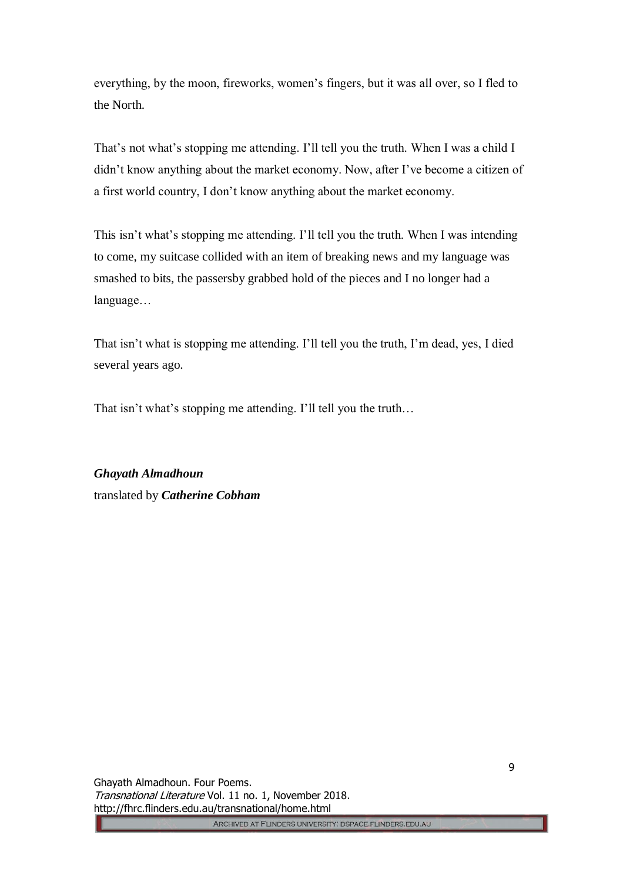everything, by the moon, fireworks, women's fingers, but it was all over, so I fled to the North.

That's not what's stopping me attending. I'll tell you the truth. When I was a child I didn't know anything about the market economy. Now, after I've become a citizen of a first world country, I don't know anything about the market economy.

This isn't what's stopping me attending. I'll tell you the truth. When I was intending to come, my suitcase collided with an item of breaking news and my language was smashed to bits, the passersby grabbed hold of the pieces and I no longer had a language…

That isn't what is stopping me attending. I'll tell you the truth, I'm dead, yes, I died several years ago.

That isn't what's stopping me attending. I'll tell you the truth…

***Ghayath Almadhoun***
translated by ***Catherine Cobham***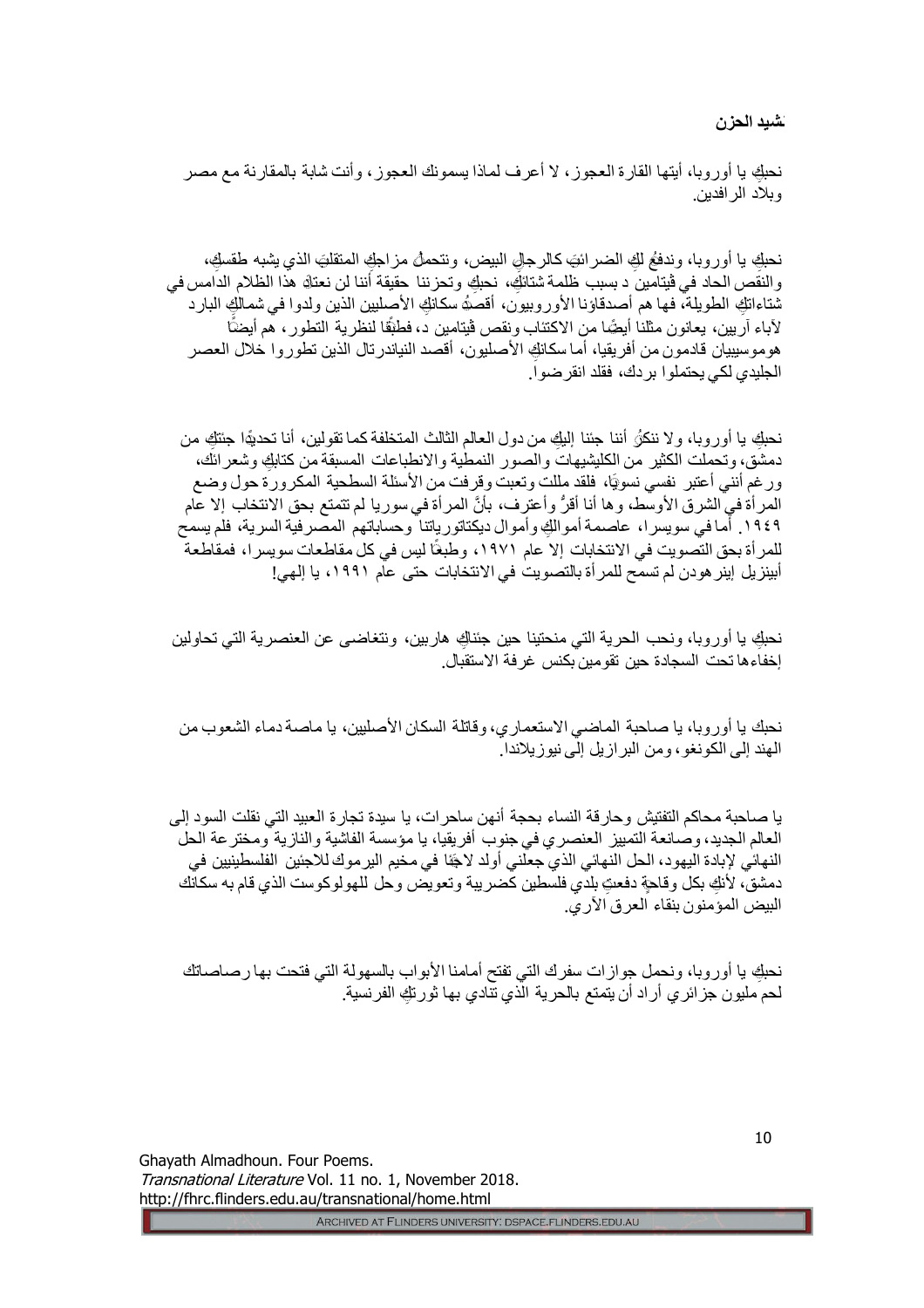نشيد الحزن

نحبكِ يا أوروبا، أيتها القارة العجوز، لا أعرف لماذا يسمونك العجوز، وأنت شابة بالمقارنة مع مصر وبلاد الرافدين.

نحبكِ يا أوروبا، وندفعُ لكِ الضرائبَ كالرجالِ البيض، ونتحملُ مزاجكِ المتقلبَ الذي يشبه طقسكِ، والنقص الحاد في ڤيتامين د بسبب ظلمة شتائكِ، نحبكِ وتحزننا حقيقة أننا لن نعتادَ هذا الظلام الدامس في شتاءاتكِ الطويلة، فها هم أصدقاؤنا الأوروبيون، أقصدُ سكانكِ الأصليين الذين ولدوا في شمالكِ البارد لآباء آريين، يعانون مثلنا أيضًا من الاكتئاب ونقص ڤيتامين د، فطبْقًا لنظرية التطور، هم أيضًا هوموسيبيان قادمون من أفريقيا، أما سكانكِ الأصليون، أقصد النياندرتال الذين تطوروا خلال العصر الجليدي لكي يحتملوا بردك، فقد انقرضوا.

نحبكِ يا أوروبا، ولا ننكرُ أننا جئنا إليكِ من دول العالم الثالث المتخلفة كما تقولين، أنا تحديدًا جئتكِ من دمشق، وتحملت الكثير من الكليشيهات والصور النمطية والانطباعات المسبقة من كتابكِ وشعرائك، ورغم أنني أعتبر نفسي نسويًا، فلقد مللت وتعبت وقرفت من الأسئلة السطحية المكرورة حول وضع المرأة في الشرق الأوسط، وها أنا أقرُّ وأعترف، بأنَّ المرأة في سوريا لم تتمتع بحق الانتخاب إلا عام ١٩٤٩. أما في سويسرا، عاصمة أموالكِ وأموال ديكتاتورياتنا وحساباتهم المصرفية السرية، فلم يسمح للمرأة بحق التصويت في الانتخابات إلا عام ١٩٧١، وطبعًا ليس في كل مقاطعات سويسرا، فمقاطعة أبينزيل إينرهودن لم تسمح للمرأة بالتصويت في الانتخابات حتى عام ١٩٩١، يا إلهي!

نحبكِ يا أوروبا، ونحب الحرية التي منحتنا حين جئناكِ هاربين، ونتغاضى عن العنصرية التي تحاولين إخفاءها تحت السجادة حين تقومين بكنس غرفة الاستقبال.

نحبك يا أوروبا، يا صاحبة الماضي الاستعماري، وقاتلة السكان الأصليين، يا ماصة دماء الشعوب من الهند إلى الكونغو، ومن البرازيل إلى نيوزيلاندا.

يا صاحبة محاكم التفتيش وحارقة النساء بحجة أنهن ساحرات، يا سيدة تجارة العبيد التي نقلت السود إلى العالم الجديد، وصانعة التمييز العنصري في جنوب أفريقيا، يا مؤسسة الفاشية والنازية ومخترعة الحل النهائي لإبادة اليهود، الحل النهائي الذي جعلني أولد لاجئًا في مخيم اليرموك للاجئين الفلسطينيين في دمشق، لأنكِ بكل وقاحةٍ دفعتِ بلدي فلسطين كضريبة وتعويض وحل للهولوكوست الذي قام به سكانك البيض المؤمنون بنقاء العرق الآري.

نحبكِ يا أوروبا، ونحمل جوازات سفرك التي تفتح أمامنا الأبواب بالسهولة التي فتحت بها رصاصاتك لحم مليون جزائري أراد أن يتمتع بالحرية الذي تنادي بها ثورتكِ الفرنسية.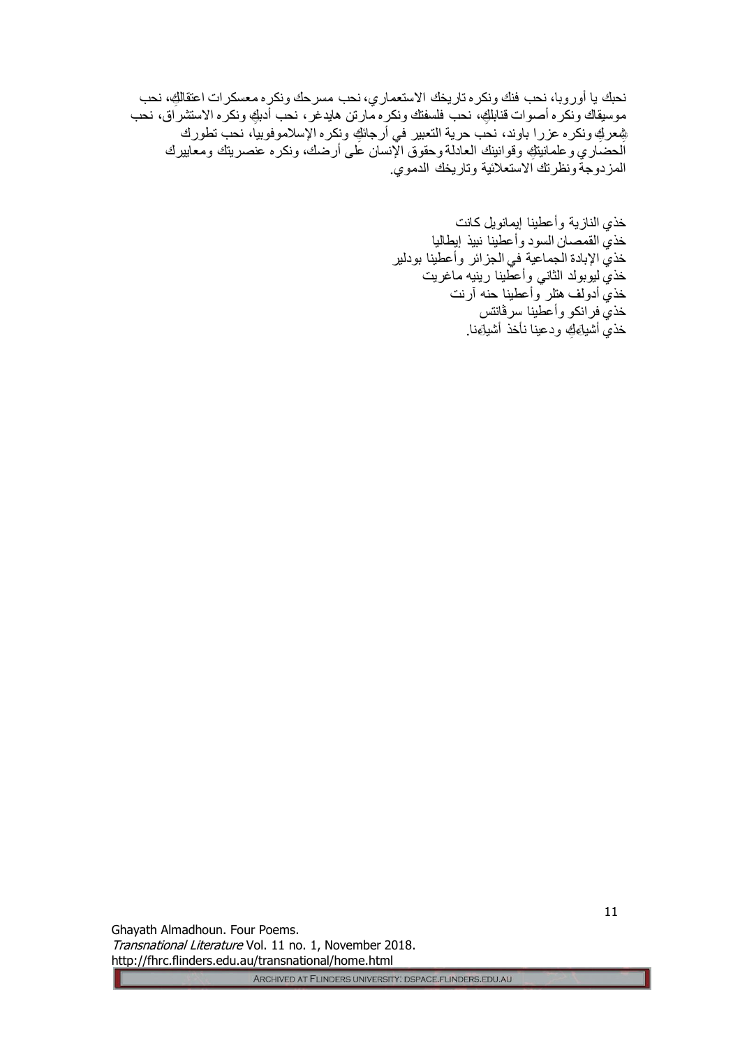نحبك يا أوروبا، نحب فنك ونكره تاريخك الاستعماري، نحب مسرحك ونكره معسكرات اعتقالِكِ، نحب موسيقاك ونكره أصوات قنابلِكِ، نحب فلسفتك ونكره مارتن هايدغر، نحب أدبِكِ ونكره الاستشراق، نحب شِعركِ ونكره عزرا باوند، نحب حرية التعبير في أرجائِكِ ونكره الإسلاموفوبيا، نحب تطورك الحضاري وعلمانيتِكِ وقوانينك العادلة وحقوق الإنسان على أرضك، ونكره عنصريتك ومعاييرك المزدوجة ونظرتك الاستعلائية وتاريخك الدموي.

خذي النازية وأعطينا إيمانويل كانت
خذي القمصان السود وأعطينا نبيذ إيطاليا
خذي الإبادة الجماعية في الجزائر وأعطينا بودلير
خذي ليوبولد الثاني وأعطينا رينيه ماغريت
خذي أدولف هتلر وأعطينا حنه آرنت
خذي فرانكو وأعطينا سرڤانتس
خذي أشياءَكِ ودعينا نأخذ أشياءَنا.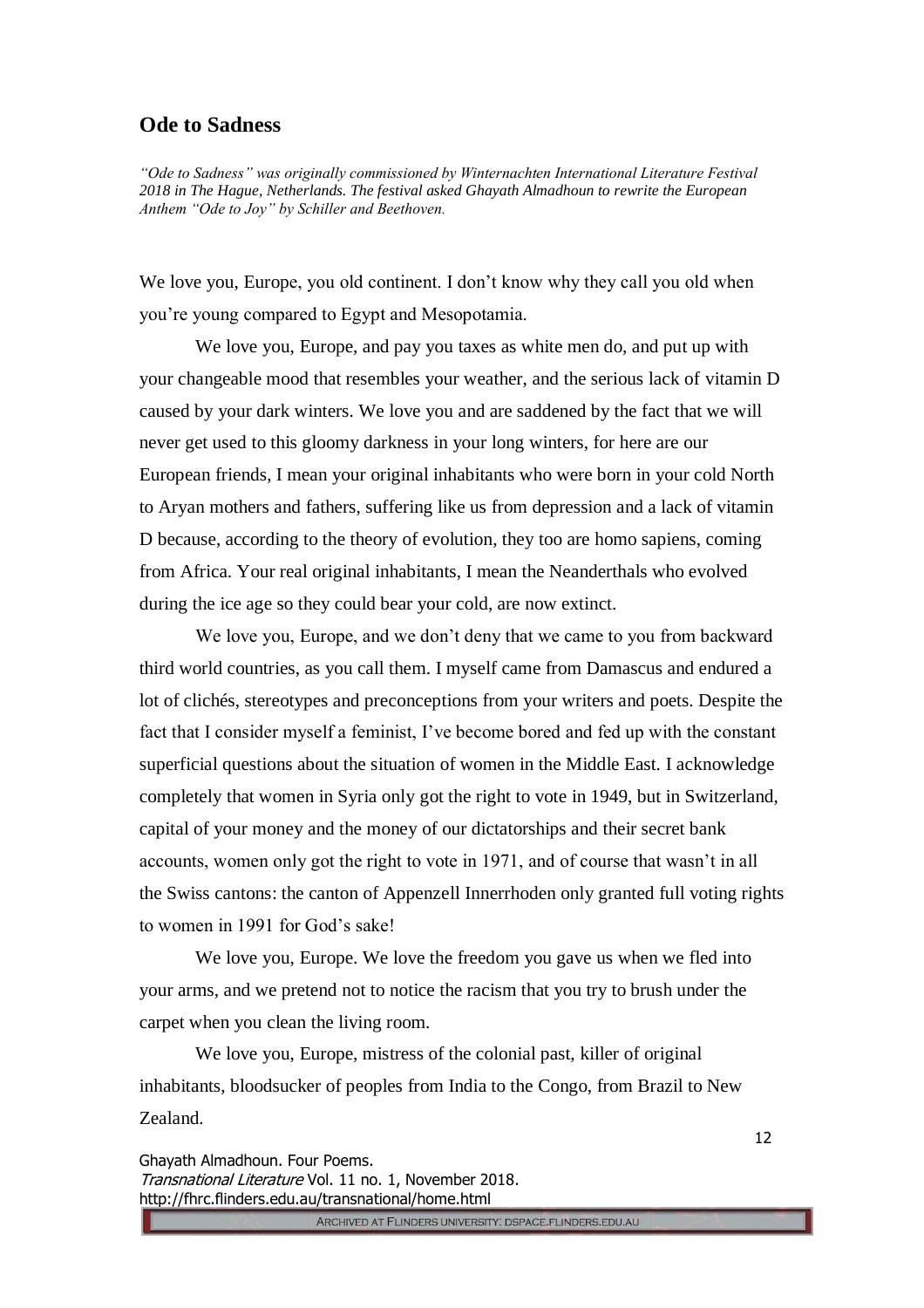## Ode to Sadness

*"Ode to Sadness" was originally commissioned by Winternachten International Literature Festival 2018 in The Hague, Netherlands. The festival asked Ghayath Almadhoun to rewrite the European Anthem "Ode to Joy" by Schiller and Beethoven.*

We love you, Europe, you old continent. I don't know why they call you old when you're young compared to Egypt and Mesopotamia.

We love you, Europe, and pay you taxes as white men do, and put up with your changeable mood that resembles your weather, and the serious lack of vitamin D caused by your dark winters. We love you and are saddened by the fact that we will never get used to this gloomy darkness in your long winters, for here are our European friends, I mean your original inhabitants who were born in your cold North to Aryan mothers and fathers, suffering like us from depression and a lack of vitamin D because, according to the theory of evolution, they too are homo sapiens, coming from Africa. Your real original inhabitants, I mean the Neanderthals who evolved during the ice age so they could bear your cold, are now extinct.

We love you, Europe, and we don't deny that we came to you from backward third world countries, as you call them. I myself came from Damascus and endured a lot of clichés, stereotypes and preconceptions from your writers and poets. Despite the fact that I consider myself a feminist, I've become bored and fed up with the constant superficial questions about the situation of women in the Middle East. I acknowledge completely that women in Syria only got the right to vote in 1949, but in Switzerland, capital of your money and the money of our dictatorships and their secret bank accounts, women only got the right to vote in 1971, and of course that wasn't in all the Swiss cantons: the canton of Appenzell Innerrhoden only granted full voting rights to women in 1991 for God's sake!

We love you, Europe. We love the freedom you gave us when we fled into your arms, and we pretend not to notice the racism that you try to brush under the carpet when you clean the living room.

We love you, Europe, mistress of the colonial past, killer of original inhabitants, bloodsucker of peoples from India to the Congo, from Brazil to New Zealand.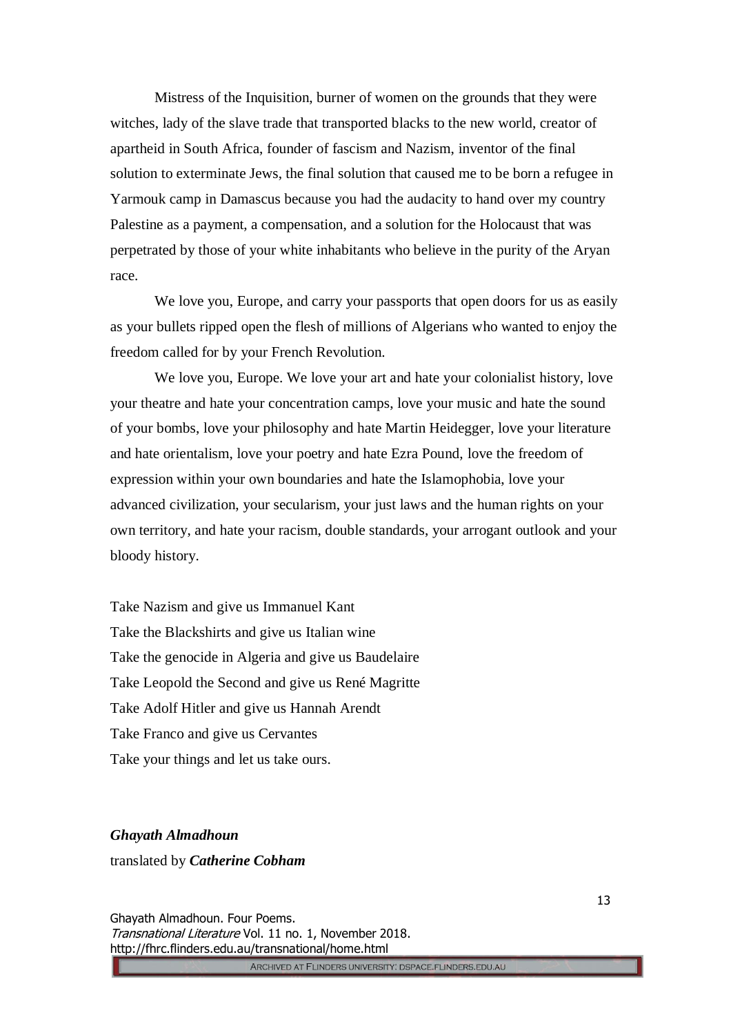Mistress of the Inquisition, burner of women on the grounds that they were witches, lady of the slave trade that transported blacks to the new world, creator of apartheid in South Africa, founder of fascism and Nazism, inventor of the final solution to exterminate Jews, the final solution that caused me to be born a refugee in Yarmouk camp in Damascus because you had the audacity to hand over my country Palestine as a payment, a compensation, and a solution for the Holocaust that was perpetrated by those of your white inhabitants who believe in the purity of the Aryan race.

We love you, Europe, and carry your passports that open doors for us as easily as your bullets ripped open the flesh of millions of Algerians who wanted to enjoy the freedom called for by your French Revolution.

We love you, Europe. We love your art and hate your colonialist history, love your theatre and hate your concentration camps, love your music and hate the sound of your bombs, love your philosophy and hate Martin Heidegger, love your literature and hate orientalism, love your poetry and hate Ezra Pound, love the freedom of expression within your own boundaries and hate the Islamophobia, love your advanced civilization, your secularism, your just laws and the human rights on your own territory, and hate your racism, double standards, your arrogant outlook and your bloody history.

Take Nazism and give us Immanuel Kant  
Take the Blackshirts and give us Italian wine  
Take the genocide in Algeria and give us Baudelaire  
Take Leopold the Second and give us René Magritte  
Take Adolf Hitler and give us Hannah Arendt  
Take Franco and give us Cervantes  
Take your things and let us take ours.

***Ghayath Almadhoun***  
translated by ***Catherine Cobham***